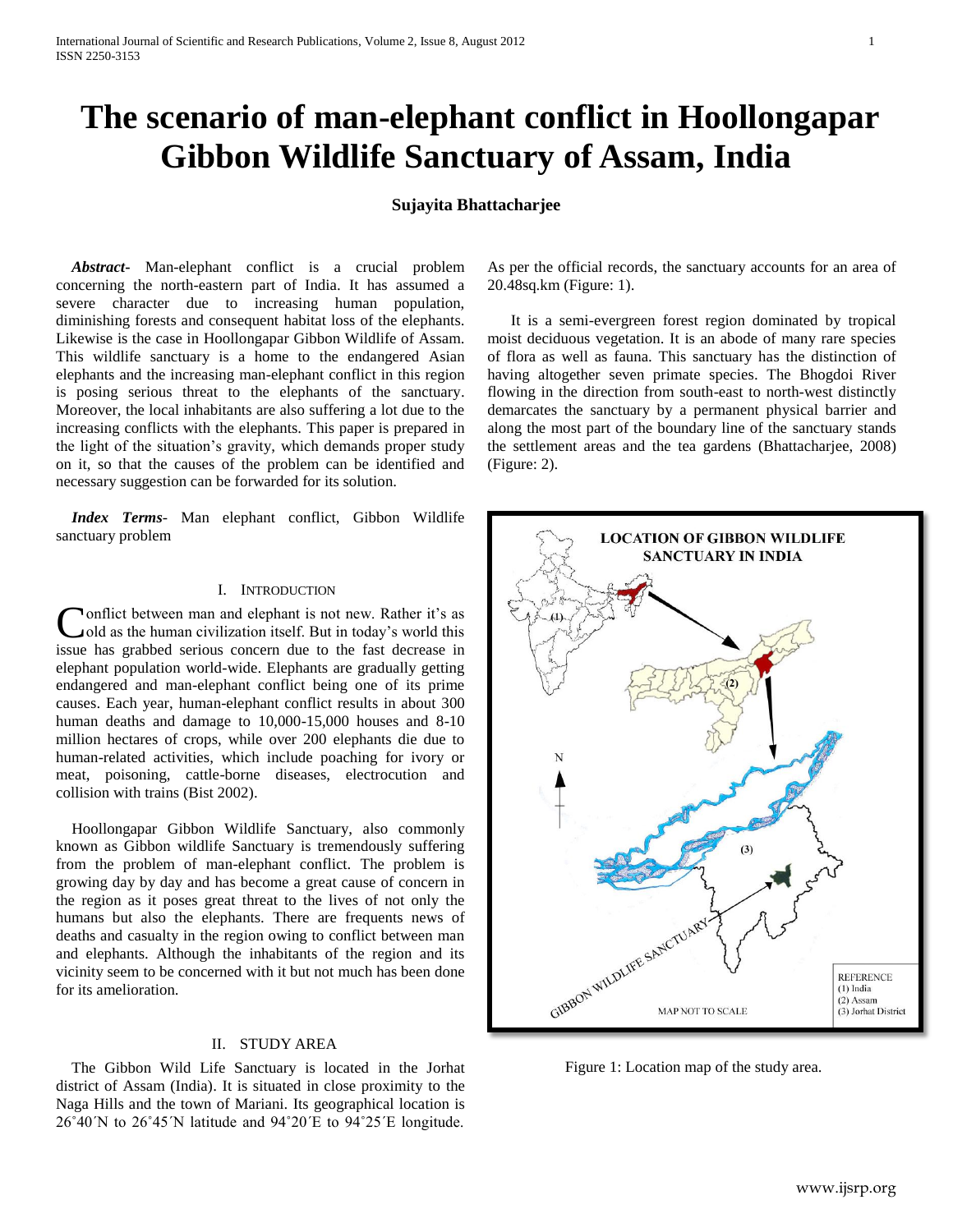# The scenario of man-elephant conflict in Hoollongapar Gibbon Wildlife Sanctuary of Assam, India

**Sujayita Bhattacharjee**

***Abstract-*** Man-elephant conflict is a crucial problem concerning the north-eastern part of India. It has assumed a severe character due to increasing human population, diminishing forests and consequent habitat loss of the elephants. Likewise is the case in Hoollongapar Gibbon Wildlife of Assam. This wildlife sanctuary is a home to the endangered Asian elephants and the increasing man-elephant conflict in this region is posing serious threat to the elephants of the sanctuary. Moreover, the local inhabitants are also suffering a lot due to the increasing conflicts with the elephants. This paper is prepared in the light of the situation's gravity, which demands proper study on it, so that the causes of the problem can be identified and necessary suggestion can be forwarded for its solution.

***Index Terms*-** Man elephant conflict, Gibbon Wildlife sanctuary problem

## I. Introduction

Conflict between man and elephant is not new. Rather it's as old as the human civilization itself. But in today's world this issue has grabbed serious concern due to the fast decrease in elephant population world-wide. Elephants are gradually getting endangered and man-elephant conflict being one of its prime causes. Each year, human-elephant conflict results in about 300 human deaths and damage to 10,000-15,000 houses and 8-10 million hectares of crops, while over 200 elephants die due to human-related activities, which include poaching for ivory or meat, poisoning, cattle-borne diseases, electrocution and collision with trains (Bist 2002).

Hoollongapar Gibbon Wildlife Sanctuary, also commonly known as Gibbon wildlife Sanctuary is tremendously suffering from the problem of man-elephant conflict. The problem is growing day by day and has become a great cause of concern in the region as it poses great threat to the lives of not only the humans but also the elephants. There are frequents news of deaths and casualty in the region owing to conflict between man and elephants. Although the inhabitants of the region and its vicinity seem to be concerned with it but not much has been done for its amelioration.

## II. Study Area

The Gibbon Wild Life Sanctuary is located in the Jorhat district of Assam (India). It is situated in close proximity to the Naga Hills and the town of Mariani. Its geographical location is 26˚40´N to 26˚45´N latitude and 94˚20´E to 94˚25´E longitude. As per the official records, the sanctuary accounts for an area of 20.48sq.km (Figure: 1).

It is a semi-evergreen forest region dominated by tropical moist deciduous vegetation. It is an abode of many rare species of flora as well as fauna. This sanctuary has the distinction of having altogether seven primate species. The Bhogdoi River flowing in the direction from south-east to north-west distinctly demarcates the sanctuary by a permanent physical barrier and along the most part of the boundary line of the sanctuary stands the settlement areas and the tea gardens (Bhattacharjee, 2008) (Figure: 2).

LOCATION OF GIBBON WILDLIFE SANCTUARY IN INDIA

REFERENCE
(1) India
(2) Assam
(3) Jorhat District

MAP NOT TO SCALE

Figure 1: Location map of the study area.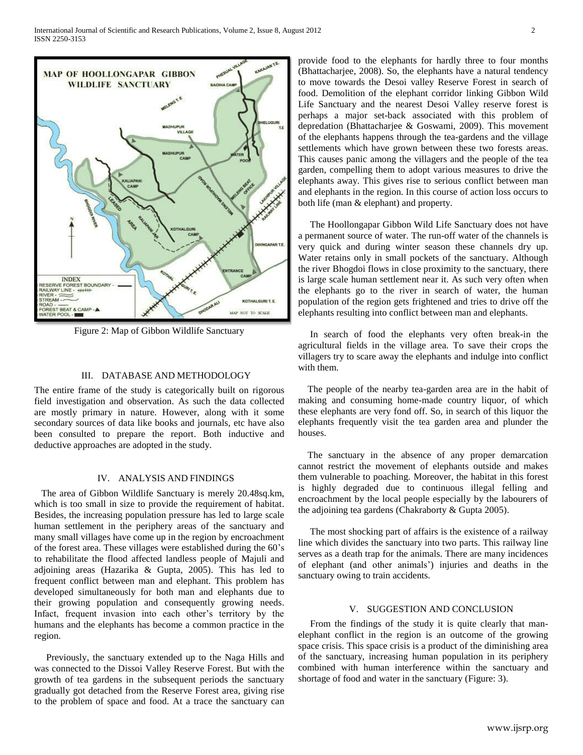Figure 2: Map of Gibbon Wildlife Sanctuary

## III. DATABASE AND METHODOLOGY

The entire frame of the study is categorically built on rigorous field investigation and observation. As such the data collected are mostly primary in nature. However, along with it some secondary sources of data like books and journals, etc have also been consulted to prepare the report. Both inductive and deductive approaches are adopted in the study.

## IV. ANALYSIS AND FINDINGS

The area of Gibbon Wildlife Sanctuary is merely 20.48sq.km, which is too small in size to provide the requirement of habitat. Besides, the increasing population pressure has led to large scale human settlement in the periphery areas of the sanctuary and many small villages have come up in the region by encroachment of the forest area. These villages were established during the 60's to rehabilitate the flood affected landless people of Majuli and adjoining areas (Hazarika & Gupta, 2005). This has led to frequent conflict between man and elephant. This problem has developed simultaneously for both man and elephants due to their growing population and consequently growing needs. Infact, frequent invasion into each other's territory by the humans and the elephants has become a common practice in the region.

Previously, the sanctuary extended up to the Naga Hills and was connected to the Dissoi Valley Reserve Forest. But with the growth of tea gardens in the subsequent periods the sanctuary gradually got detached from the Reserve Forest area, giving rise to the problem of space and food. At a trace the sanctuary can provide food to the elephants for hardly three to four months (Bhattacharjee, 2008). So, the elephants have a natural tendency to move towards the Desoi valley Reserve Forest in search of food. Demolition of the elephant corridor linking Gibbon Wild Life Sanctuary and the nearest Desoi Valley reserve forest is perhaps a major set-back associated with this problem of depredation (Bhattacharjee & Goswami, 2009). This movement of the elephants happens through the tea-gardens and the village settlements which have grown between these two forests areas. This causes panic among the villagers and the people of the tea garden, compelling them to adopt various measures to drive the elephants away. This gives rise to serious conflict between man and elephants in the region. In this course of action loss occurs to both life (man & elephant) and property.

The Hoollongapar Gibbon Wild Life Sanctuary does not have a permanent source of water. The run-off water of the channels is very quick and during winter season these channels dry up. Water retains only in small pockets of the sanctuary. Although the river Bhogdoi flows in close proximity to the sanctuary, there is large scale human settlement near it. As such very often when the elephants go to the river in search of water, the human population of the region gets frightened and tries to drive off the elephants resulting into conflict between man and elephants.

In search of food the elephants very often break-in the agricultural fields in the village area. To save their crops the villagers try to scare away the elephants and indulge into conflict with them.

The people of the nearby tea-garden area are in the habit of making and consuming home-made country liquor, of which these elephants are very fond off. So, in search of this liquor the elephants frequently visit the tea garden area and plunder the houses.

The sanctuary in the absence of any proper demarcation cannot restrict the movement of elephants outside and makes them vulnerable to poaching. Moreover, the habitat in this forest is highly degraded due to continuous illegal felling and encroachment by the local people especially by the labourers of the adjoining tea gardens (Chakraborty & Gupta 2005).

The most shocking part of affairs is the existence of a railway line which divides the sanctuary into two parts. This railway line serves as a death trap for the animals. There are many incidences of elephant (and other animals') injuries and deaths in the sanctuary owing to train accidents.

## V. SUGGESTION AND CONCLUSION

From the findings of the study it is quite clearly that man-elephant conflict in the region is an outcome of the growing space crisis. This space crisis is a product of the diminishing area of the sanctuary, increasing human population in its periphery combined with human interference within the sanctuary and shortage of food and water in the sanctuary (Figure: 3).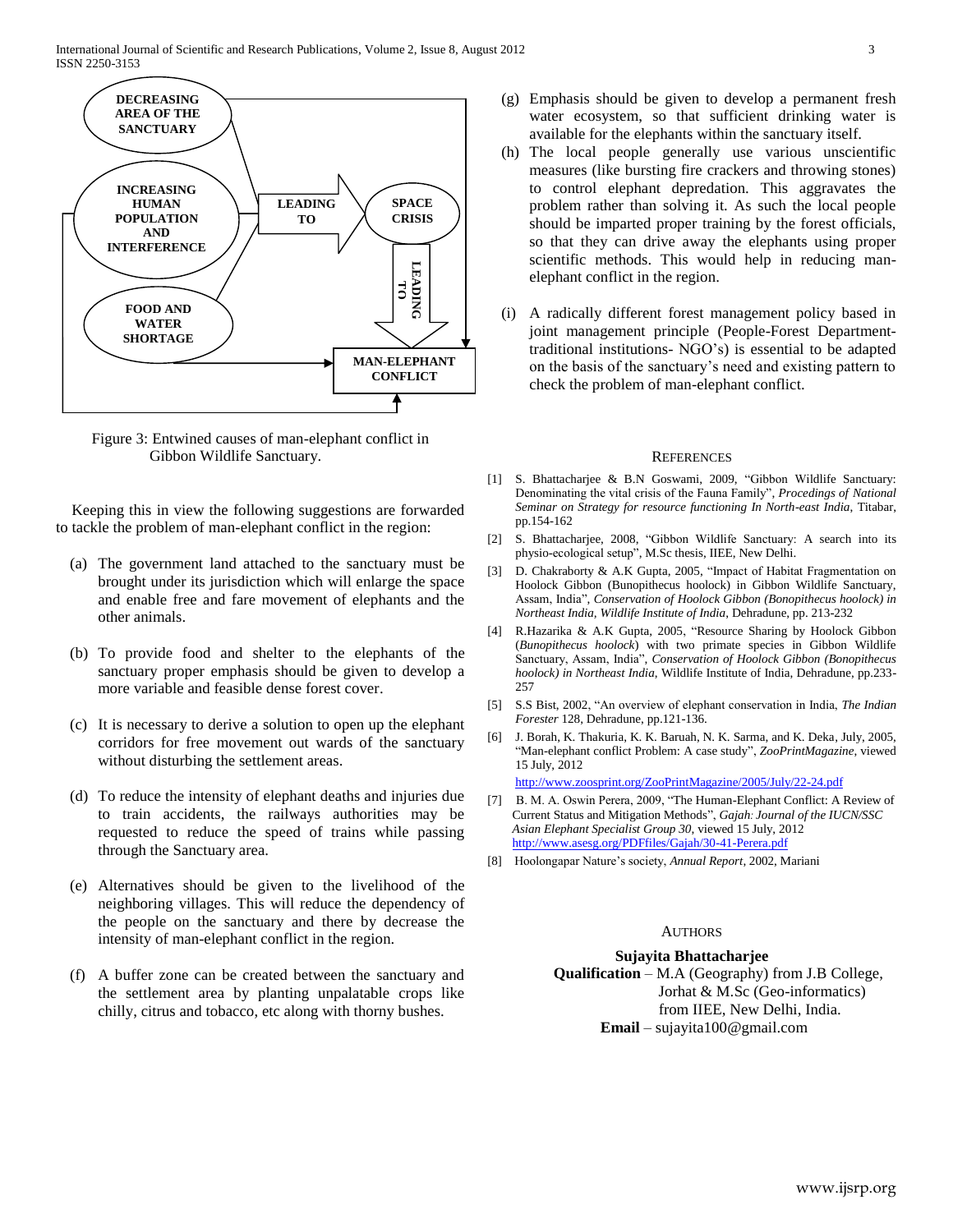DECREASING AREA OF THE SANCTUARY

INCREASING HUMAN POPULATION AND INTERFERENCE

FOOD AND WATER SHORTAGE

LEADING TO

SPACE CRISIS

LEADING TO

MAN-ELEPHANT CONFLICT

Figure 3: Entwined causes of man-elephant conflict in Gibbon Wildlife Sanctuary.

Keeping this in view the following suggestions are forwarded to tackle the problem of man-elephant conflict in the region:

(a) The government land attached to the sanctuary must be brought under its jurisdiction which will enlarge the space and enable free and fare movement of elephants and the other animals.

(b) To provide food and shelter to the elephants of the sanctuary proper emphasis should be given to develop a more variable and feasible dense forest cover.

(c) It is necessary to derive a solution to open up the elephant corridors for free movement out wards of the sanctuary without disturbing the settlement areas.

(d) To reduce the intensity of elephant deaths and injuries due to train accidents, the railways authorities may be requested to reduce the speed of trains while passing through the Sanctuary area.

(e) Alternatives should be given to the livelihood of the neighboring villages. This will reduce the dependency of the people on the sanctuary and there by decrease the intensity of man-elephant conflict in the region.

(f) A buffer zone can be created between the sanctuary and the settlement area by planting unpalatable crops like chilly, citrus and tobacco, etc along with thorny bushes.

(g) Emphasis should be given to develop a permanent fresh water ecosystem, so that sufficient drinking water is available for the elephants within the sanctuary itself.

(h) The local people generally use various unscientific measures (like bursting fire crackers and throwing stones) to control elephant depredation. This aggravates the problem rather than solving it. As such the local people should be imparted proper training by the forest officials, so that they can drive away the elephants using proper scientific methods. This would help in reducing man-elephant conflict in the region.

(i) A radically different forest management policy based in joint management principle (People-Forest Department-traditional institutions- NGO's) is essential to be adapted on the basis of the sanctuary's need and existing pattern to check the problem of man-elephant conflict.

## References

[1] S. Bhattacharjee & B.N Goswami, 2009, "Gibbon Wildlife Sanctuary: Denominating the vital crisis of the Fauna Family", *Procedings of National Seminar on Strategy for resource functioning In North-east India*, Titabar, pp.154-162

[2] S. Bhattacharjee, 2008, "Gibbon Wildlife Sanctuary: A search into its physio-ecological setup", M.Sc thesis, IIEE, New Delhi.

[3] D. Chakraborty & A.K Gupta, 2005, "Impact of Habitat Fragmentation on Hoolock Gibbon (Bunopithecus hoolock) in Gibbon Wildlife Sanctuary, Assam, India", *Conservation of Hoolock Gibbon (Bonopithecus hoolock) in Northeast India, Wildlife Institute of India*, Dehradune, pp. 213-232

[4] R.Hazarika & A.K Gupta, 2005, "Resource Sharing by Hoolock Gibbon (*Bunopithecus hoolock*) with two primate species in Gibbon Wildlife Sanctuary, Assam, India", *Conservation of Hoolock Gibbon (Bonopithecus hoolock) in Northeast India*, Wildlife Institute of India, Dehradune, pp.233-257

[5] S.S Bist, 2002, "An overview of elephant conservation in India, *The Indian Forester* 128, Dehradune, pp.121-136.

[6] J. Borah, K. Thakuria, K. K. Baruah, N. K. Sarma, and K. Deka, July, 2005, "Man-elephant conflict Problem: A case study", *ZooPrintMagazine*, viewed 15 July, 2012 http://www.zoosprint.org/ZooPrintMagazine/2005/July/22-24.pdf

[7] B. M. A. Oswin Perera, 2009, "The Human-Elephant Conflict: A Review of Current Status and Mitigation Methods", *Gajah: Journal of the IUCN/SSC Asian Elephant Specialist Group 30*, viewed 15 July, 2012 http://www.asesg.org/PDFfiles/Gajah/30-41-Perera.pdf

[8] Hoolongapar Nature's society, *Annual Report*, 2002, Mariani

## Authors

**Sujayita Bhattacharjee**
**Qualification** – M.A (Geography) from J.B College, Jorhat & M.Sc (Geo-informatics) from IIEE, New Delhi, India.
**Email** – sujayita100@gmail.com